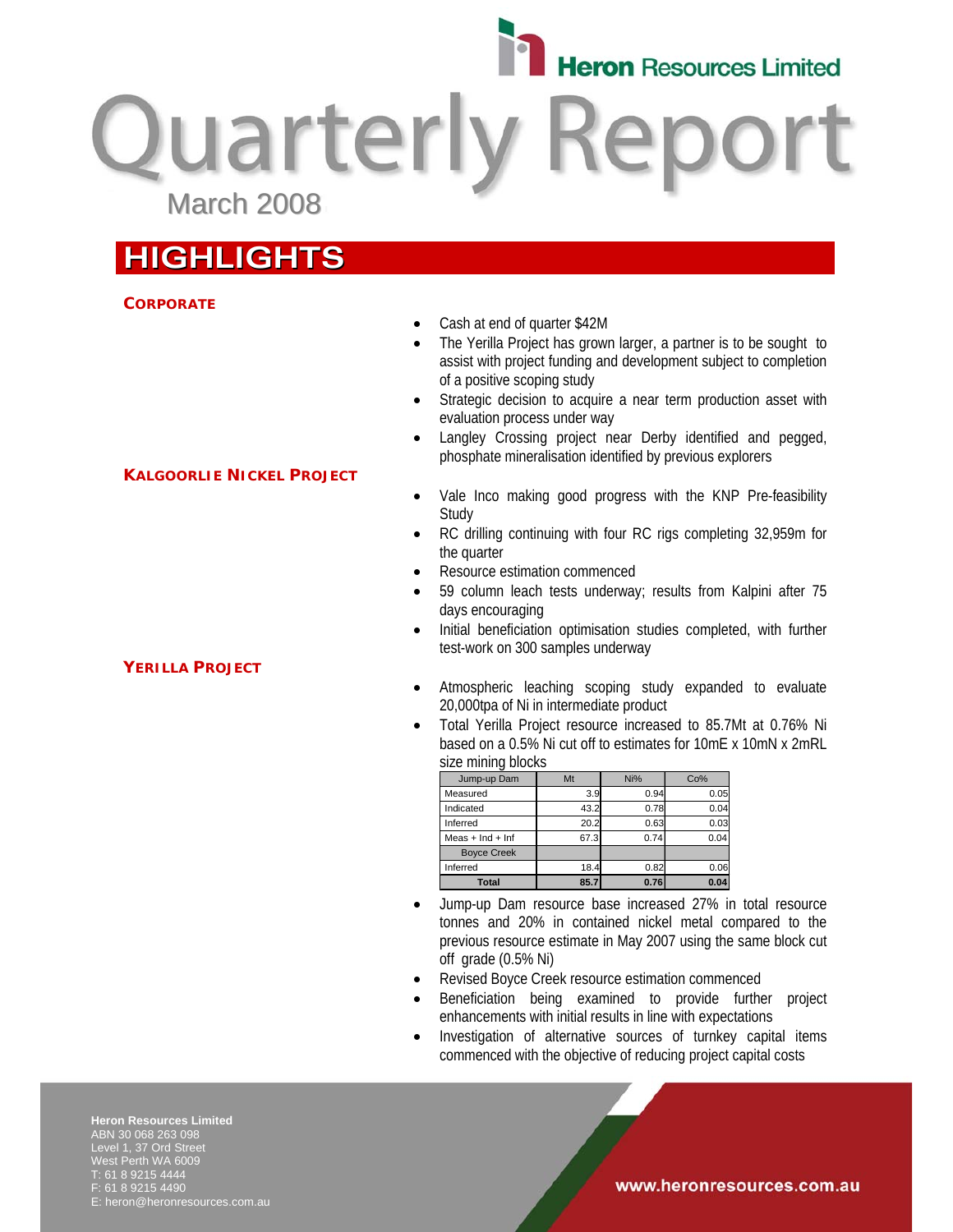Heron Resources Limited

# Quarterly Report

March 2008

## HIGHLIGHTS

### CORPORATE

- Cash at end of quarter $42M
- The Yerilla Project has grown larger, a partner is to be sought to assist with project funding and development subject to completion of a positive scoping study
- Strategic decision to acquire a near term production asset with evaluation process under way
- Langley Crossing project near Derby identified and pegged, phosphate mineralisation identified by previous explorers

### KALGOORLIE NICKEL PROJECT

- Vale Inco making good progress with the KNP Pre-feasibility Study
- RC drilling continuing with four RC rigs completing 32,959m for the quarter
- Resource estimation commenced
- 59 column leach tests underway; results from Kalpini after 75 days encouraging
- Initial beneficiation optimisation studies completed, with further test-work on 300 samples underway

### YERILLA PROJECT

- Atmospheric leaching scoping study expanded to evaluate 20,000tpa of Ni in intermediate product
- Total Yerilla Project resource increased to 85.7Mt at 0.76% Ni based on a 0.5% Ni cut off to estimates for 10mE x 10mN x 2mRL size mining blocks

| Jump-up Dam | Mt | Ni% | Co% |
|---|---|---|---|
| Measured | 3.9 | 0.94 | 0.05 |
| Indicated | 43.2 | 0.78 | 0.04 |
| Inferred | 20.2 | 0.63 | 0.03 |
| Meas + Ind + Inf | 67.3 | 0.74 | 0.04 |
| Boyce Creek | | | |
| Inferred | 18.4 | 0.82 | 0.06 |
| **Total** | **85.7** | **0.76** | **0.04** |

- Jump-up Dam resource base increased 27% in total resource tonnes and 20% in contained nickel metal compared to the previous resource estimate in May 2007 using the same block cut off grade (0.5% Ni)
- Revised Boyce Creek resource estimation commenced
- Beneficiation being examined to provide further project enhancements with initial results in line with expectations
- Investigation of alternative sources of turnkey capital items commenced with the objective of reducing project capital costs

**Heron Resources Limited**
ABN 30 068 263 098
Level 1, 37 Ord Street
West Perth WA 6009
T: 61 8 9215 4444
F: 61 8 9215 4490
E: heron@heronresources.com.au

www.heronresources.com.au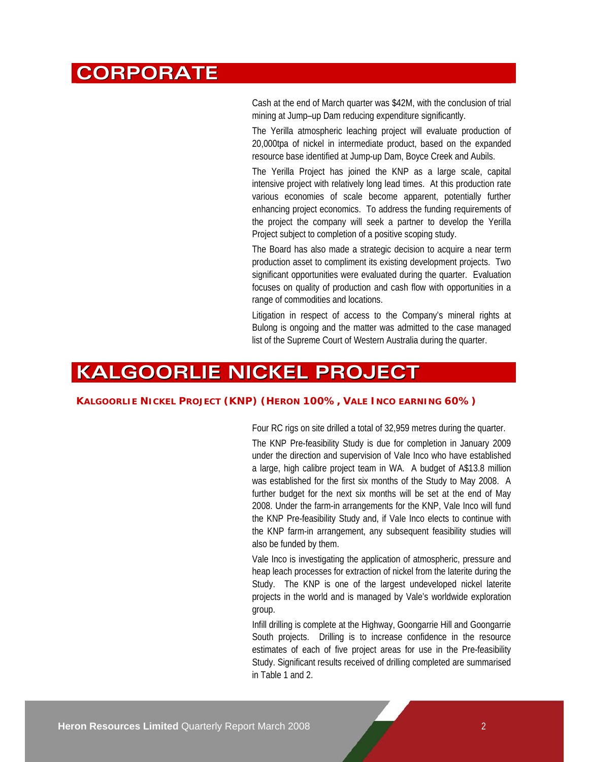# CORPORATE

Cash at the end of March quarter was $42M, with the conclusion of trial mining at Jump–up Dam reducing expenditure significantly.

The Yerilla atmospheric leaching project will evaluate production of 20,000tpa of nickel in intermediate product, based on the expanded resource base identified at Jump-up Dam, Boyce Creek and Aubils.

The Yerilla Project has joined the KNP as a large scale, capital intensive project with relatively long lead times. At this production rate various economies of scale become apparent, potentially further enhancing project economics. To address the funding requirements of the project the company will seek a partner to develop the Yerilla Project subject to completion of a positive scoping study.

The Board has also made a strategic decision to acquire a near term production asset to compliment its existing development projects. Two significant opportunities were evaluated during the quarter. Evaluation focuses on quality of production and cash flow with opportunities in a range of commodities and locations.

Litigation in respect of access to the Company's mineral rights at Bulong is ongoing and the matter was admitted to the case managed list of the Supreme Court of Western Australia during the quarter.

# KALGOORLIE NICKEL PROJECT

## KALGOORLIE NICKEL PROJECT (KNP) (HERON 100%, VALE INCO EARNING 60%)

Four RC rigs on site drilled a total of 32,959 metres during the quarter.

The KNP Pre-feasibility Study is due for completion in January 2009 under the direction and supervision of Vale Inco who have established a large, high calibre project team in WA. A budget of A$13.8 million was established for the first six months of the Study to May 2008. A further budget for the next six months will be set at the end of May 2008. Under the farm-in arrangements for the KNP, Vale Inco will fund the KNP Pre-feasibility Study and, if Vale Inco elects to continue with the KNP farm-in arrangement, any subsequent feasibility studies will also be funded by them.

Vale Inco is investigating the application of atmospheric, pressure and heap leach processes for extraction of nickel from the laterite during the Study. The KNP is one of the largest undeveloped nickel laterite projects in the world and is managed by Vale's worldwide exploration group.

Infill drilling is complete at the Highway, Goongarrie Hill and Goongarrie South projects. Drilling is to increase confidence in the resource estimates of each of five project areas for use in the Pre-feasibility Study. Significant results received of drilling completed are summarised in Table 1 and 2.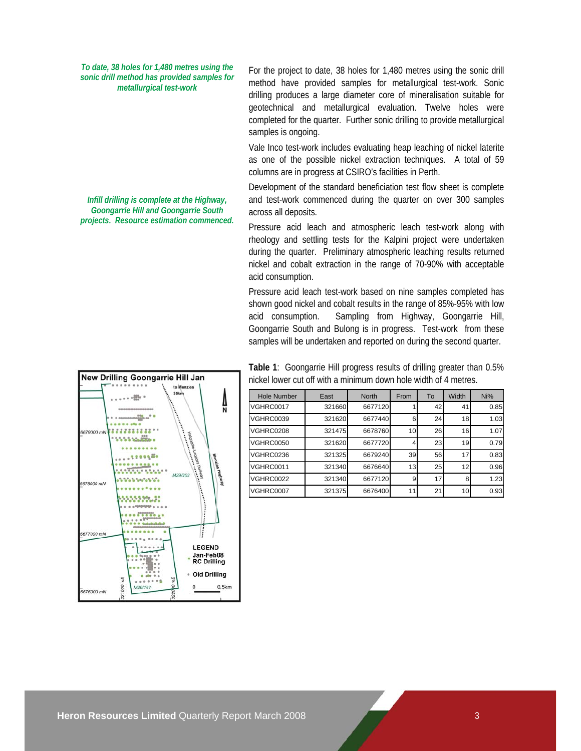*To date, 38 holes for 1,480 metres using the sonic drill method has provided samples for metallurgical test-work*

For the project to date, 38 holes for 1,480 metres using the sonic drill method have provided samples for metallurgical test-work. Sonic drilling produces a large diameter core of mineralisation suitable for geotechnical and metallurgical evaluation. Twelve holes were completed for the quarter. Further sonic drilling to provide metallurgical samples is ongoing.

Vale Inco test-work includes evaluating heap leaching of nickel laterite as one of the possible nickel extraction techniques. A total of 59 columns are in progress at CSIRO's facilities in Perth.

*Infill drilling is complete at the Highway, Goongarrie Hill and Goongarrie South projects. Resource estimation commenced.*

Development of the standard beneficiation test flow sheet is complete and test-work commenced during the quarter on over 300 samples across all deposits.

Pressure acid leach and atmospheric leach test-work along with rheology and settling tests for the Kalpini project were undertaken during the quarter. Preliminary atmospheric leaching results returned nickel and cobalt extraction in the range of 70-90% with acceptable acid consumption.

Pressure acid leach test-work based on nine samples completed has shown good nickel and cobalt results in the range of 85%-95% with low acid consumption. Sampling from Highway, Goongarrie Hill, Goongarrie South and Bulong is in progress. Test-work from these samples will be undertaken and reported on during the second quarter.

**New Drilling Goongarrie Hill Jan**

**Table 1**: Goongarrie Hill progress results of drilling greater than 0.5% nickel lower cut off with a minimum down hole width of 4 metres.

| Hole Number | East | North | From | To | Width | Ni% |
|---|---|---|---|---|---|---|
| VGHRC0017 | 321660 | 6677120 | 1 | 42 | 41 | 0.85 |
| VGHRC0039 | 321620 | 6677440 | 6 | 24 | 18 | 1.03 |
| VGHRC0208 | 321475 | 6678760 | 10 | 26 | 16 | 1.07 |
| VGHRC0050 | 321620 | 6677720 | 4 | 23 | 19 | 0.79 |
| VGHRC0236 | 321325 | 6679240 | 39 | 56 | 17 | 0.83 |
| VGHRC0011 | 321340 | 6676640 | 13 | 25 | 12 | 0.96 |
| VGHRC0022 | 321340 | 6677120 | 9 | 17 | 8 | 1.23 |
| VGHRC0007 | 321375 | 6676400 | 11 | 21 | 10 | 0.93 |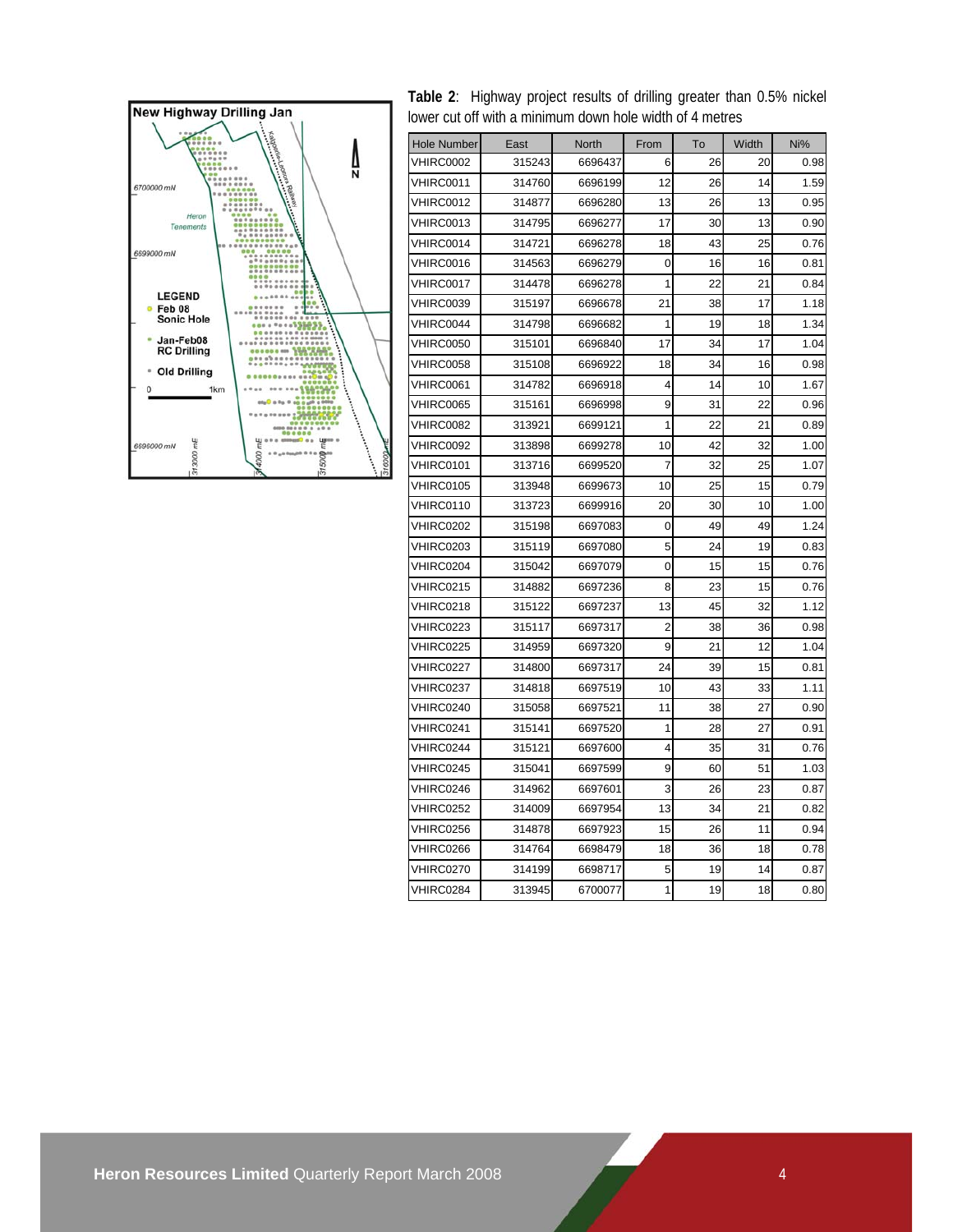**Table 2**: Highway project results of drilling greater than 0.5% nickel lower cut off with a minimum down hole width of 4 metres

| Hole Number | East | North | From | To | Width | Ni% |
|---|---|---|---|---|---|---|
| VHIRC0002 | 315243 | 6696437 | 6 | 26 | 20 | 0.98 |
| VHIRC0011 | 314760 | 6696199 | 12 | 26 | 14 | 1.59 |
| VHIRC0012 | 314877 | 6696280 | 13 | 26 | 13 | 0.95 |
| VHIRC0013 | 314795 | 6696277 | 17 | 30 | 13 | 0.90 |
| VHIRC0014 | 314721 | 6696278 | 18 | 43 | 25 | 0.76 |
| VHIRC0016 | 314563 | 6696279 | 0 | 16 | 16 | 0.81 |
| VHIRC0017 | 314478 | 6696278 | 1 | 22 | 21 | 0.84 |
| VHIRC0039 | 315197 | 6696678 | 21 | 38 | 17 | 1.18 |
| VHIRC0044 | 314798 | 6696682 | 1 | 19 | 18 | 1.34 |
| VHIRC0050 | 315101 | 6696840 | 17 | 34 | 17 | 1.04 |
| VHIRC0058 | 315108 | 6696922 | 18 | 34 | 16 | 0.98 |
| VHIRC0061 | 314782 | 6696918 | 4 | 14 | 10 | 1.67 |
| VHIRC0065 | 315161 | 6696998 | 9 | 31 | 22 | 0.96 |
| VHIRC0082 | 313921 | 6699121 | 1 | 22 | 21 | 0.89 |
| VHIRC0092 | 313898 | 6699278 | 10 | 42 | 32 | 1.00 |
| VHIRC0101 | 313716 | 6699520 | 7 | 32 | 25 | 1.07 |
| VHIRC0105 | 313948 | 6699673 | 10 | 25 | 15 | 0.79 |
| VHIRC0110 | 313723 | 6699916 | 20 | 30 | 10 | 1.00 |
| VHIRC0202 | 315198 | 6697083 | 0 | 49 | 49 | 1.24 |
| VHIRC0203 | 315119 | 6697080 | 5 | 24 | 19 | 0.83 |
| VHIRC0204 | 315042 | 6697079 | 0 | 15 | 15 | 0.76 |
| VHIRC0215 | 314882 | 6697236 | 8 | 23 | 15 | 0.76 |
| VHIRC0218 | 315122 | 6697237 | 13 | 45 | 32 | 1.12 |
| VHIRC0223 | 315117 | 6697317 | 2 | 38 | 36 | 0.98 |
| VHIRC0225 | 314959 | 6697320 | 9 | 21 | 12 | 1.04 |
| VHIRC0227 | 314800 | 6697317 | 24 | 39 | 15 | 0.81 |
| VHIRC0237 | 314818 | 6697519 | 10 | 43 | 33 | 1.11 |
| VHIRC0240 | 315058 | 6697521 | 11 | 38 | 27 | 0.90 |
| VHIRC0241 | 315141 | 6697520 | 1 | 28 | 27 | 0.91 |
| VHIRC0244 | 315121 | 6697600 | 4 | 35 | 31 | 0.76 |
| VHIRC0245 | 315041 | 6697599 | 9 | 60 | 51 | 1.03 |
| VHIRC0246 | 314962 | 6697601 | 3 | 26 | 23 | 0.87 |
| VHIRC0252 | 314009 | 6697954 | 13 | 34 | 21 | 0.82 |
| VHIRC0256 | 314878 | 6697923 | 15 | 26 | 11 | 0.94 |
| VHIRC0266 | 314764 | 6698479 | 18 | 36 | 18 | 0.78 |
| VHIRC0270 | 314199 | 6698717 | 5 | 19 | 14 | 0.87 |
| VHIRC0284 | 313945 | 6700077 | 1 | 19 | 18 | 0.80 |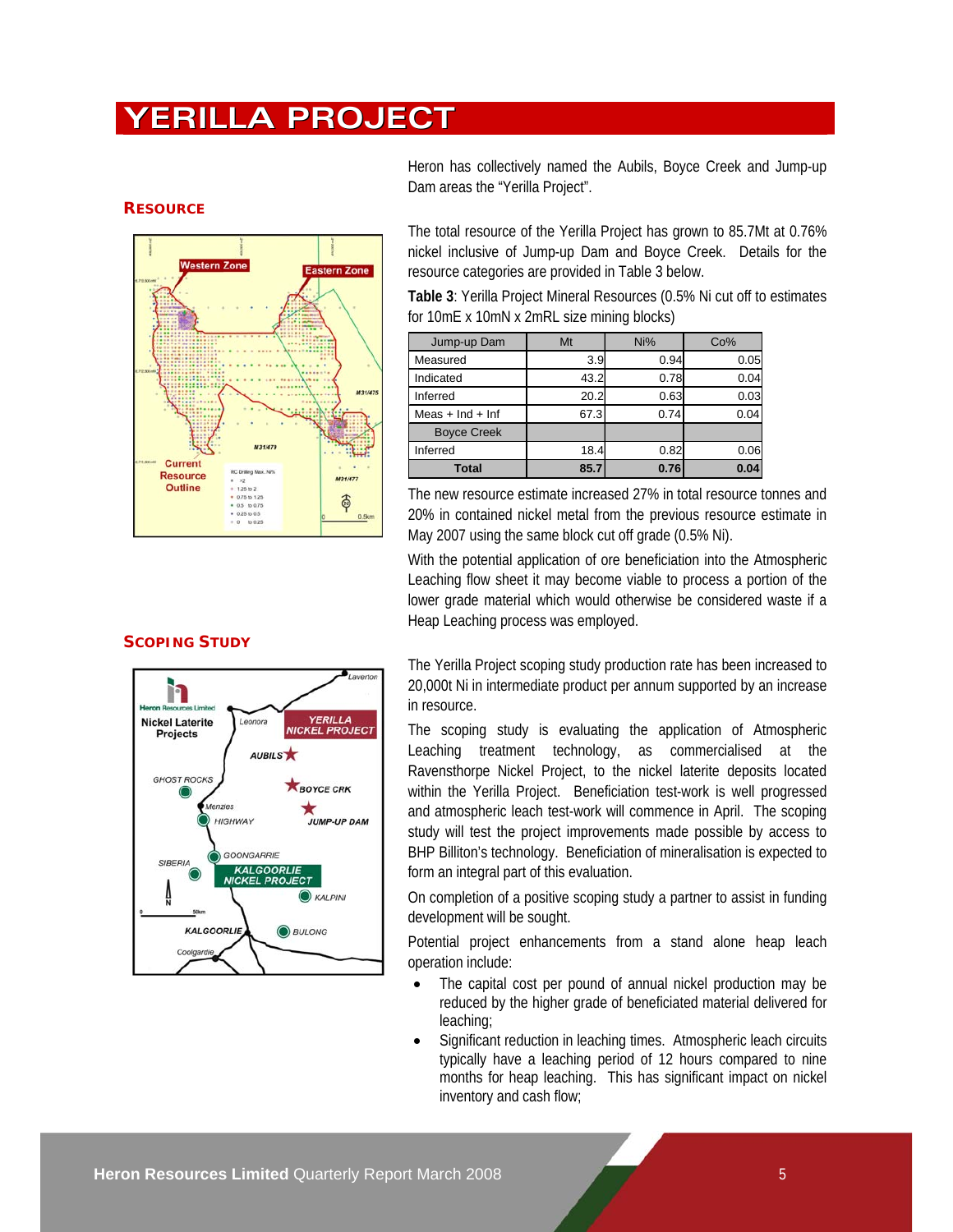# YERILLA PROJECT

Heron has collectively named the Aubils, Boyce Creek and Jump-up Dam areas the "Yerilla Project".

## RESOURCE

The total resource of the Yerilla Project has grown to 85.7Mt at 0.76% nickel inclusive of Jump-up Dam and Boyce Creek. Details for the resource categories are provided in Table 3 below.

**Table 3**: Yerilla Project Mineral Resources (0.5% Ni cut off to estimates for 10mE x 10mN x 2mRL size mining blocks)

| Jump-up Dam | Mt | Ni% | Co% |
|---|---|---|---|
| Measured | 3.9 | 0.94 | 0.05 |
| Indicated | 43.2 | 0.78 | 0.04 |
| Inferred | 20.2 | 0.63 | 0.03 |
| Meas + Ind + Inf | 67.3 | 0.74 | 0.04 |
| Boyce Creek | | | |
| Inferred | 18.4 | 0.82 | 0.06 |
| **Total** | **85.7** | **0.76** | **0.04** |

The new resource estimate increased 27% in total resource tonnes and 20% in contained nickel metal from the previous resource estimate in May 2007 using the same block cut off grade (0.5% Ni).

With the potential application of ore beneficiation into the Atmospheric Leaching flow sheet it may become viable to process a portion of the lower grade material which would otherwise be considered waste if a Heap Leaching process was employed.

## SCOPING STUDY

The Yerilla Project scoping study production rate has been increased to 20,000t Ni in intermediate product per annum supported by an increase in resource.

The scoping study is evaluating the application of Atmospheric Leaching treatment technology, as commercialised at the Ravensthorpe Nickel Project, to the nickel laterite deposits located within the Yerilla Project. Beneficiation test-work is well progressed and atmospheric leach test-work will commence in April. The scoping study will test the project improvements made possible by access to BHP Billiton's technology. Beneficiation of mineralisation is expected to form an integral part of this evaluation.

On completion of a positive scoping study a partner to assist in funding development will be sought.

Potential project enhancements from a stand alone heap leach operation include:

- The capital cost per pound of annual nickel production may be reduced by the higher grade of beneficiated material delivered for leaching;
- Significant reduction in leaching times. Atmospheric leach circuits typically have a leaching period of 12 hours compared to nine months for heap leaching. This has significant impact on nickel inventory and cash flow;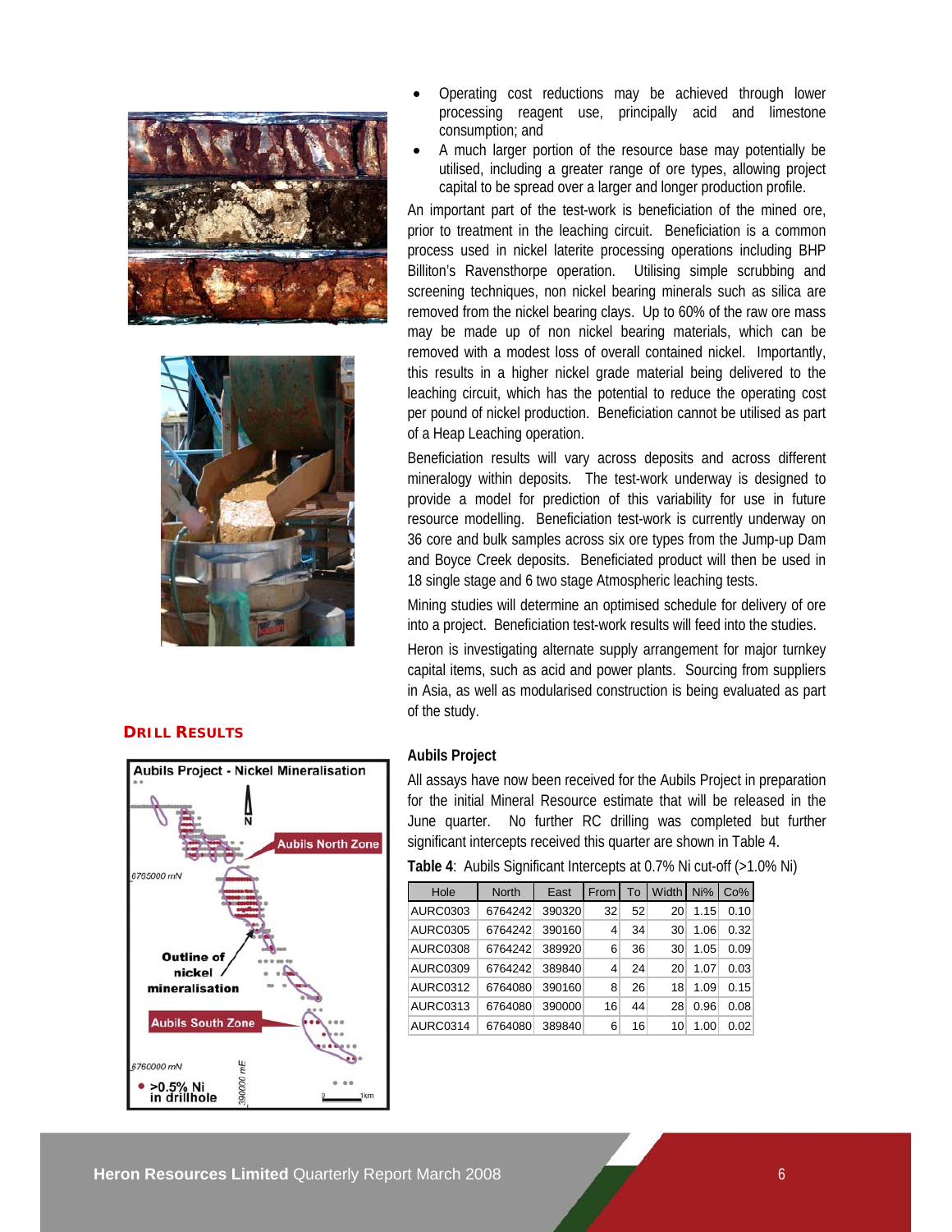- Operating cost reductions may be achieved through lower processing reagent use, principally acid and limestone consumption; and
- A much larger portion of the resource base may potentially be utilised, including a greater range of ore types, allowing project capital to be spread over a larger and longer production profile.

An important part of the test-work is beneficiation of the mined ore, prior to treatment in the leaching circuit. Beneficiation is a common process used in nickel laterite processing operations including BHP Billiton's Ravensthorpe operation. Utilising simple scrubbing and screening techniques, non nickel bearing minerals such as silica are removed from the nickel bearing clays. Up to 60% of the raw ore mass may be made up of non nickel bearing materials, which can be removed with a modest loss of overall contained nickel. Importantly, this results in a higher nickel grade material being delivered to the leaching circuit, which has the potential to reduce the operating cost per pound of nickel production. Beneficiation cannot be utilised as part of a Heap Leaching operation.

Beneficiation results will vary across deposits and across different mineralogy within deposits. The test-work underway is designed to provide a model for prediction of this variability for use in future resource modelling. Beneficiation test-work is currently underway on 36 core and bulk samples across six ore types from the Jump-up Dam and Boyce Creek deposits. Beneficiated product will then be used in 18 single stage and 6 two stage Atmospheric leaching tests.

Mining studies will determine an optimised schedule for delivery of ore into a project. Beneficiation test-work results will feed into the studies.

Heron is investigating alternate supply arrangement for major turnkey capital items, such as acid and power plants. Sourcing from suppliers in Asia, as well as modularised construction is being evaluated as part of the study.

## DRILL RESULTS

### Aubils Project

All assays have now been received for the Aubils Project in preparation for the initial Mineral Resource estimate that will be released in the June quarter. No further RC drilling was completed but further significant intercepts received this quarter are shown in Table 4.

**Table 4**: Aubils Significant Intercepts at 0.7% Ni cut-off (>1.0% Ni)

| Hole | North | East | From | To | Width | Ni% | Co% |
|---|---|---|---|---|---|---|---|
| AURC0303 | 6764242 | 390320 | 32 | 52 | 20 | 1.15 | 0.10 |
| AURC0305 | 6764242 | 390160 | 4 | 34 | 30 | 1.06 | 0.32 |
| AURC0308 | 6764242 | 389920 | 6 | 36 | 30 | 1.05 | 0.09 |
| AURC0309 | 6764242 | 389840 | 4 | 24 | 20 | 1.07 | 0.03 |
| AURC0312 | 6764080 | 390160 | 8 | 26 | 18 | 1.09 | 0.15 |
| AURC0313 | 6764080 | 390000 | 16 | 44 | 28 | 0.96 | 0.08 |
| AURC0314 | 6764080 | 389840 | 6 | 16 | 10 | 1.00 | 0.02 |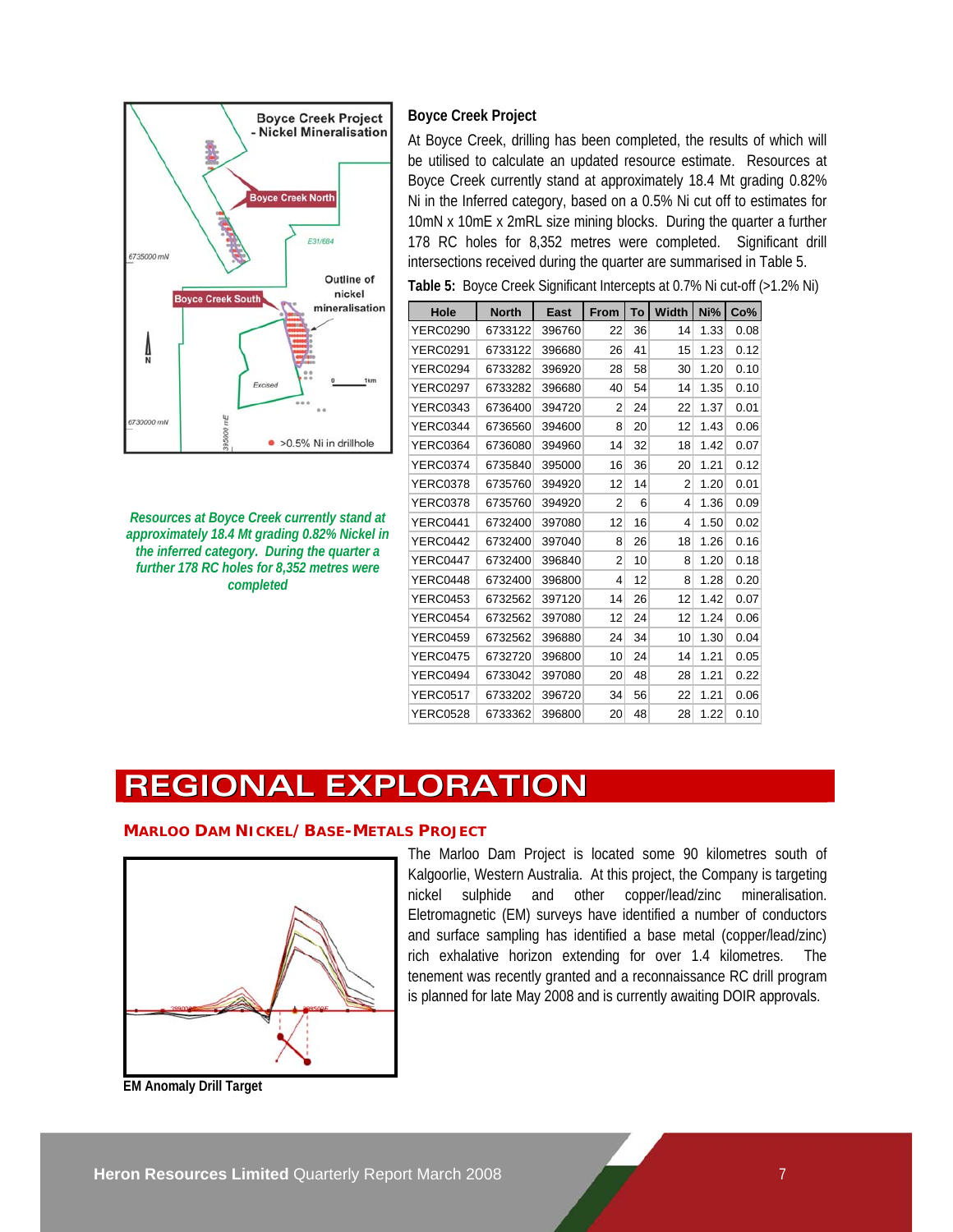## Boyce Creek Project

At Boyce Creek, drilling has been completed, the results of which will be utilised to calculate an updated resource estimate. Resources at Boyce Creek currently stand at approximately 18.4 Mt grading 0.82% Ni in the Inferred category, based on a 0.5% Ni cut off to estimates for 10mN x 10mE x 2mRL size mining blocks. During the quarter a further 178 RC holes for 8,352 metres were completed. Significant drill intersections received during the quarter are summarised in Table 5.

*Resources at Boyce Creek currently stand at approximately 18.4 Mt grading 0.82% Nickel in the inferred category. During the quarter a further 178 RC holes for 8,352 metres were completed*

**Table 5:** Boyce Creek Significant Intercepts at 0.7% Ni cut-off (>1.2% Ni)

| Hole | North | East | From | To | Width | Ni% | Co% |
|---|---|---|---|---|---|---|---|
| YERC0290 | 6733122 | 396760 | 22 | 36 | 14 | 1.33 | 0.08 |
| YERC0291 | 6733122 | 396680 | 26 | 41 | 15 | 1.23 | 0.12 |
| YERC0294 | 6733282 | 396920 | 28 | 58 | 30 | 1.20 | 0.10 |
| YERC0297 | 6733282 | 396680 | 40 | 54 | 14 | 1.35 | 0.10 |
| YERC0343 | 6736400 | 394720 | 2 | 24 | 22 | 1.37 | 0.01 |
| YERC0344 | 6736560 | 394600 | 8 | 20 | 12 | 1.43 | 0.06 |
| YERC0364 | 6736080 | 394960 | 14 | 32 | 18 | 1.42 | 0.07 |
| YERC0374 | 6735840 | 395000 | 16 | 36 | 20 | 1.21 | 0.12 |
| YERC0378 | 6735760 | 394920 | 12 | 14 | 2 | 1.20 | 0.01 |
| YERC0378 | 6735760 | 394920 | 2 | 6 | 4 | 1.36 | 0.09 |
| YERC0441 | 6732400 | 397080 | 12 | 16 | 4 | 1.50 | 0.02 |
| YERC0442 | 6732400 | 397040 | 8 | 26 | 18 | 1.26 | 0.16 |
| YERC0447 | 6732400 | 396840 | 2 | 10 | 8 | 1.20 | 0.18 |
| YERC0448 | 6732400 | 396800 | 4 | 12 | 8 | 1.28 | 0.20 |
| YERC0453 | 6732562 | 397120 | 14 | 26 | 12 | 1.42 | 0.07 |
| YERC0454 | 6732562 | 397080 | 12 | 24 | 12 | 1.24 | 0.06 |
| YERC0459 | 6732562 | 396880 | 24 | 34 | 10 | 1.30 | 0.04 |
| YERC0475 | 6732720 | 396800 | 10 | 24 | 14 | 1.21 | 0.05 |
| YERC0494 | 6733042 | 397080 | 20 | 48 | 28 | 1.21 | 0.22 |
| YERC0517 | 6733202 | 396720 | 34 | 56 | 22 | 1.21 | 0.06 |
| YERC0528 | 6733362 | 396800 | 20 | 48 | 28 | 1.22 | 0.10 |

# REGIONAL EXPLORATION

### MARLOO DAM NICKEL/ BASE-METALS PROJECT

The Marloo Dam Project is located some 90 kilometres south of Kalgoorlie, Western Australia. At this project, the Company is targeting nickel sulphide and other copper/lead/zinc mineralisation. Eletromagnetic (EM) surveys have identified a number of conductors and surface sampling has identified a base metal (copper/lead/zinc) rich exhalative horizon extending for over 1.4 kilometres. The tenement was recently granted and a reconnaissance RC drill program is planned for late May 2008 and is currently awaiting DOIR approvals.

**EM Anomaly Drill Target**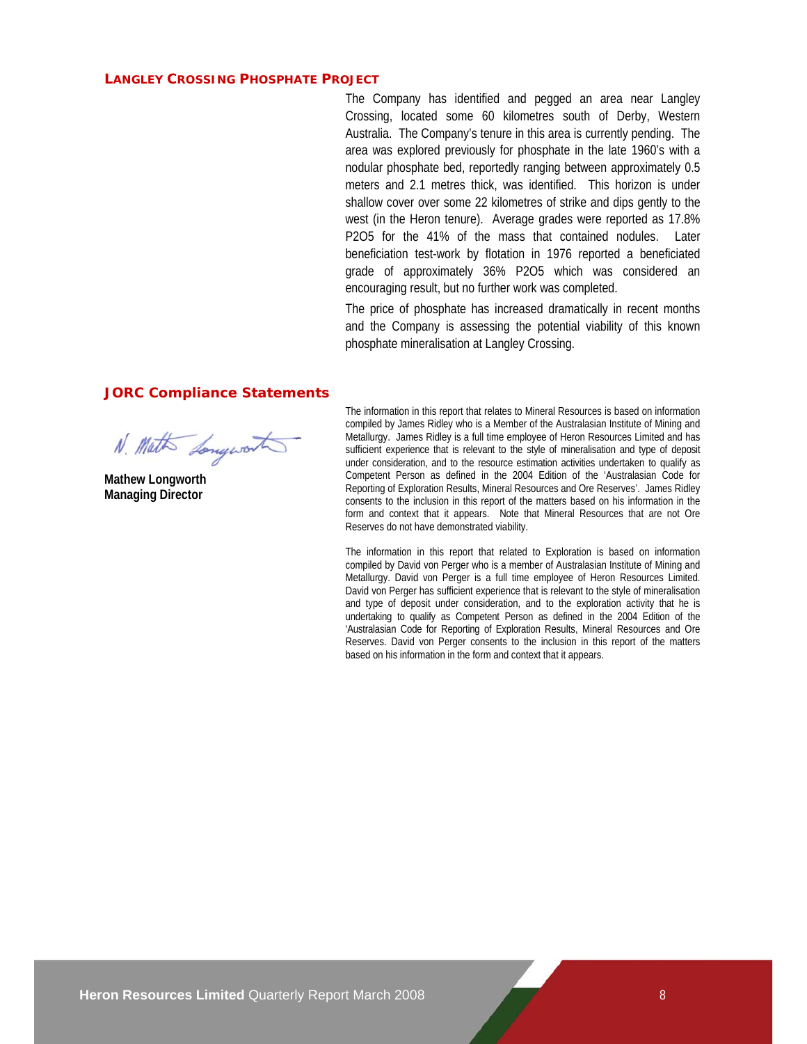## LANGLEY CROSSING PHOSPHATE PROJECT

The Company has identified and pegged an area near Langley Crossing, located some 60 kilometres south of Derby, Western Australia. The Company's tenure in this area is currently pending. The area was explored previously for phosphate in the late 1960's with a nodular phosphate bed, reportedly ranging between approximately 0.5 meters and 2.1 metres thick, was identified. This horizon is under shallow cover over some 22 kilometres of strike and dips gently to the west (in the Heron tenure). Average grades were reported as 17.8% P2O5 for the 41% of the mass that contained nodules. Later beneficiation test-work by flotation in 1976 reported a beneficiated grade of approximately 36% P2O5 which was considered an encouraging result, but no further work was completed.

The price of phosphate has increased dramatically in recent months and the Company is assessing the potential viability of this known phosphate mineralisation at Langley Crossing.

## JORC Compliance Statements

The information in this report that relates to Mineral Resources is based on information compiled by James Ridley who is a Member of the Australasian Institute of Mining and Metallurgy. James Ridley is a full time employee of Heron Resources Limited and has sufficient experience that is relevant to the style of mineralisation and type of deposit under consideration, and to the resource estimation activities undertaken to qualify as Competent Person as defined in the 2004 Edition of the 'Australasian Code for Reporting of Exploration Results, Mineral Resources and Ore Reserves'. James Ridley consents to the inclusion in this report of the matters based on his information in the form and context that it appears. Note that Mineral Resources that are not Ore Reserves do not have demonstrated viability.

The information in this report that related to Exploration is based on information compiled by David von Perger who is a member of Australasian Institute of Mining and Metallurgy. David von Perger is a full time employee of Heron Resources Limited. David von Perger has sufficient experience that is relevant to the style of mineralisation and type of deposit under consideration, and to the exploration activity that he is undertaking to qualify as Competent Person as defined in the 2004 Edition of the 'Australasian Code for Reporting of Exploration Results, Mineral Resources and Ore Reserves. David von Perger consents to the inclusion in this report of the matters based on his information in the form and context that it appears.

N. Math Longworth

**Mathew Longworth**
**Managing Director**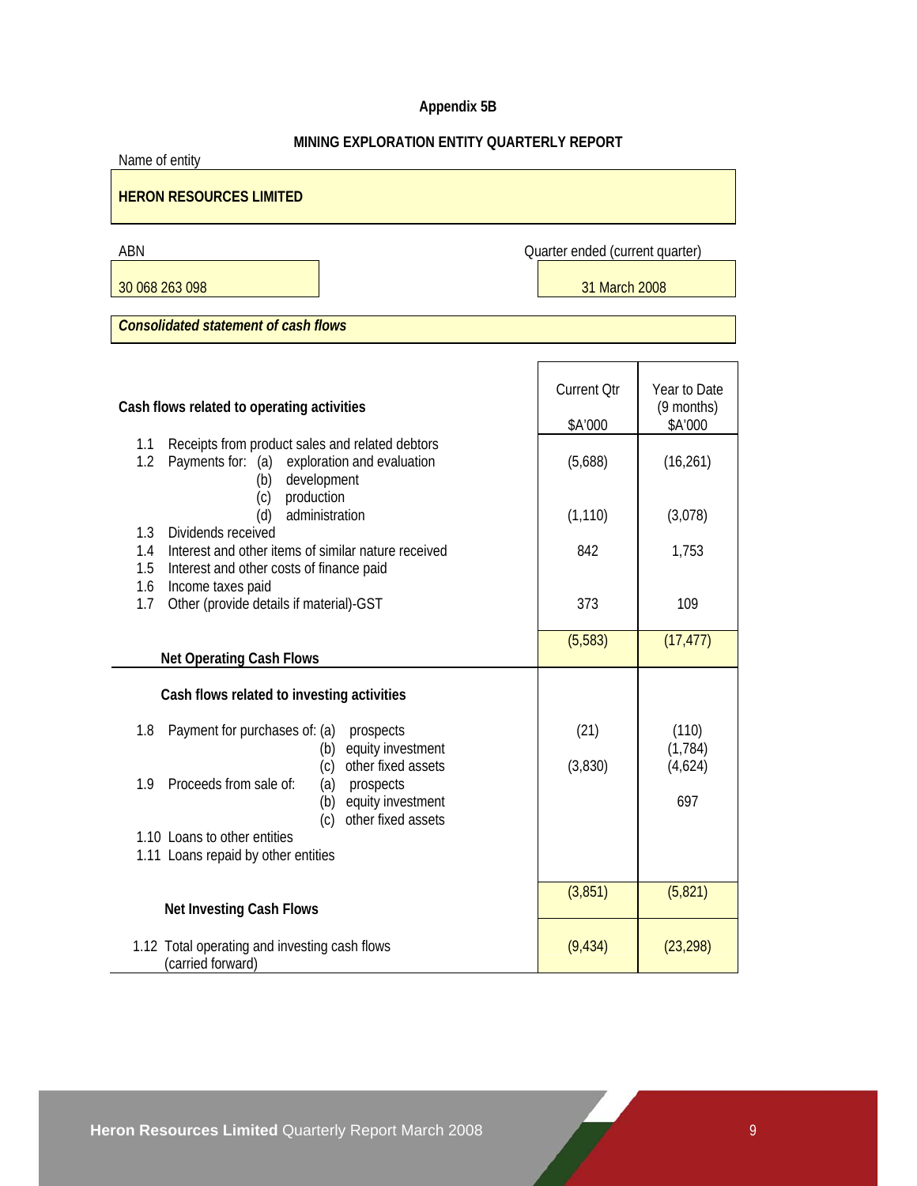## Appendix 5B

### MINING EXPLORATION ENTITY QUARTERLY REPORT

Name of entity

**HERON RESOURCES LIMITED**

| ABN | Quarter ended (current quarter) |
|---|---|
| 30 068 263 098 | 31 March 2008 |

***Consolidated statement of cash flows***

| **Cash flows related to operating activities** | Current Qtr $A'000 | Year to Date (9 months) $A'000 |
|---|---|---|
| 1.1 Receipts from product sales and related debtors | | |
| 1.2 Payments for: (a) exploration and evaluation | (5,688) | (16,261) |
| (b) development | | |
| (c) production | | |
| (d) administration | (1,110) | (3,078) |
| 1.3 Dividends received | | |
| 1.4 Interest and other items of similar nature received | 842 | 1,753 |
| 1.5 Interest and other costs of finance paid | | |
| 1.6 Income taxes paid | | |
| 1.7 Other (provide details if material)-GST | 373 | 109 |
| **Net Operating Cash Flows** | (5,583) | (17,477) |
| **Cash flows related to investing activities** | | |
| 1.8 Payment for purchases of: (a) prospects | (21) | (110) |
| (b) equity investment | | (1,784) |
| (c) other fixed assets | (3,830) | (4,624) |
| 1.9 Proceeds from sale of: (a) prospects | | |
| (b) equity investment | | 697 |
| (c) other fixed assets | | |
| 1.10 Loans to other entities | | |
| 1.11 Loans repaid by other entities | | |
| **Net Investing Cash Flows** | (3,851) | (5,821) |
| 1.12 Total operating and investing cash flows (carried forward) | (9,434) | (23,298) |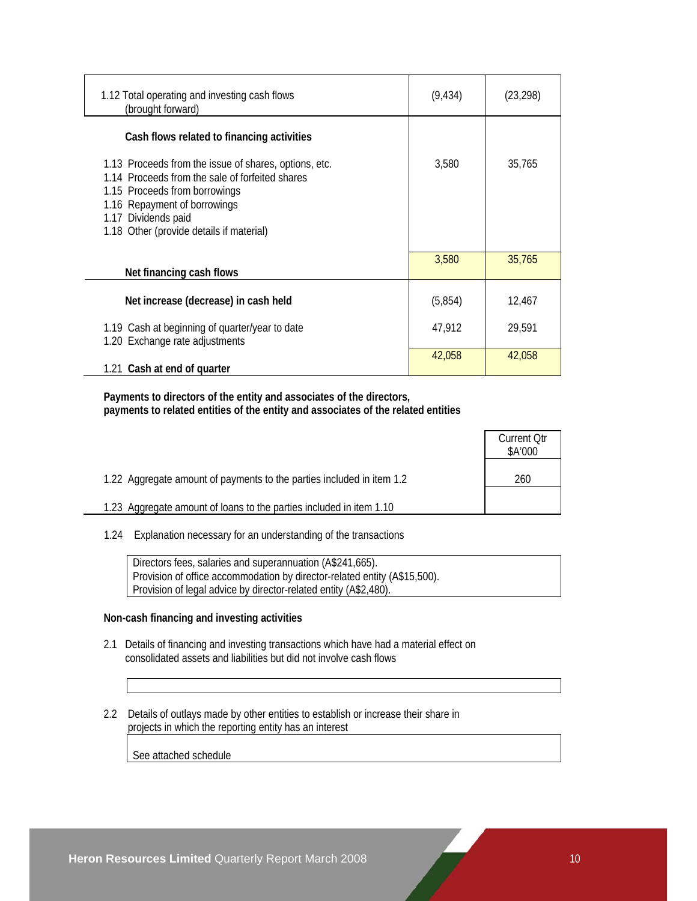| | Current Quarter | Year to date |
|---|---|---|
| 1.12 Total operating and investing cash flows (brought forward) | (9,434) | (23,298) |
| **Cash flows related to financing activities** | | |
| 1.13 Proceeds from the issue of shares, options, etc. | 3,580 | 35,765 |
| 1.14 Proceeds from the sale of forfeited shares | | |
| 1.15 Proceeds from borrowings | | |
| 1.16 Repayment of borrowings | | |
| 1.17 Dividends paid | | |
| 1.18 Other (provide details if material) | | |
| **Net financing cash flows** | 3,580 | 35,765 |
| **Net increase (decrease) in cash held** | (5,854) | 12,467 |
| 1.19 Cash at beginning of quarter/year to date | 47,912 | 29,591 |
| 1.20 Exchange rate adjustments | | |
| 1.21 **Cash at end of quarter** | 42,058 | 42,058 |

**Payments to directors of the entity and associates of the directors, payments to related entities of the entity and associates of the related entities**

| | Current Qtr $A'000 |
|---|---|
| 1.22 Aggregate amount of payments to the parties included in item 1.2 | 260 |
| 1.23 Aggregate amount of loans to the parties included in item 1.10 | |

1.24 Explanation necessary for an understanding of the transactions

Directors fees, salaries and superannuation (A$241,665).
Provision of office accommodation by director-related entity (A$15,500).
Provision of legal advice by director-related entity (A$2,480).

**Non-cash financing and investing activities**

2.1 Details of financing and investing transactions which have had a material effect on consolidated assets and liabilities but did not involve cash flows

2.2 Details of outlays made by other entities to establish or increase their share in projects in which the reporting entity has an interest

See attached schedule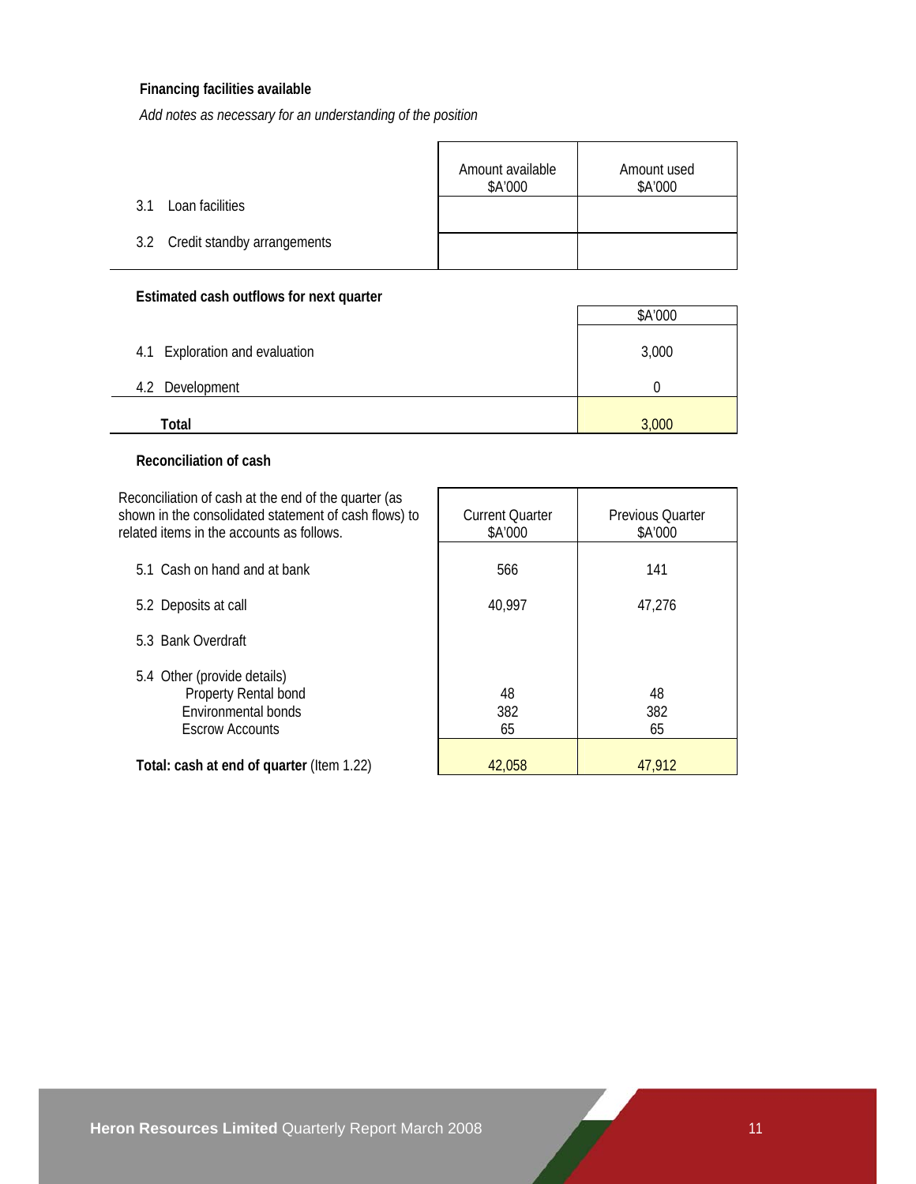**Financing facilities available**

*Add notes as necessary for an understanding of the position*

| | Amount available $A'000 | Amount used $A'000 |
|---|---|---|
| 3.1 Loan facilities | | |
| 3.2 Credit standby arrangements | | |

**Estimated cash outflows for next quarter**

| | $A'000 |
|---|---|
| 4.1 Exploration and evaluation | 3,000 |
| 4.2 Development | 0 |
| **Total** | 3,000 |

**Reconciliation of cash**

| Reconciliation of cash at the end of the quarter (as shown in the consolidated statement of cash flows) to related items in the accounts as follows. | Current Quarter $A'000 | Previous Quarter $A'000 |
|---|---|---|
| 5.1 Cash on hand and at bank | 566 | 141 |
| 5.2 Deposits at call | 40,997 | 47,276 |
| 5.3 Bank Overdraft | | |
| 5.4 Other (provide details) | | |
| Property Rental bond | 48 | 48 |
| Environmental bonds | 382 | 382 |
| Escrow Accounts | 65 | 65 |
| **Total: cash at end of quarter** (Item 1.22) | 42,058 | 47,912 |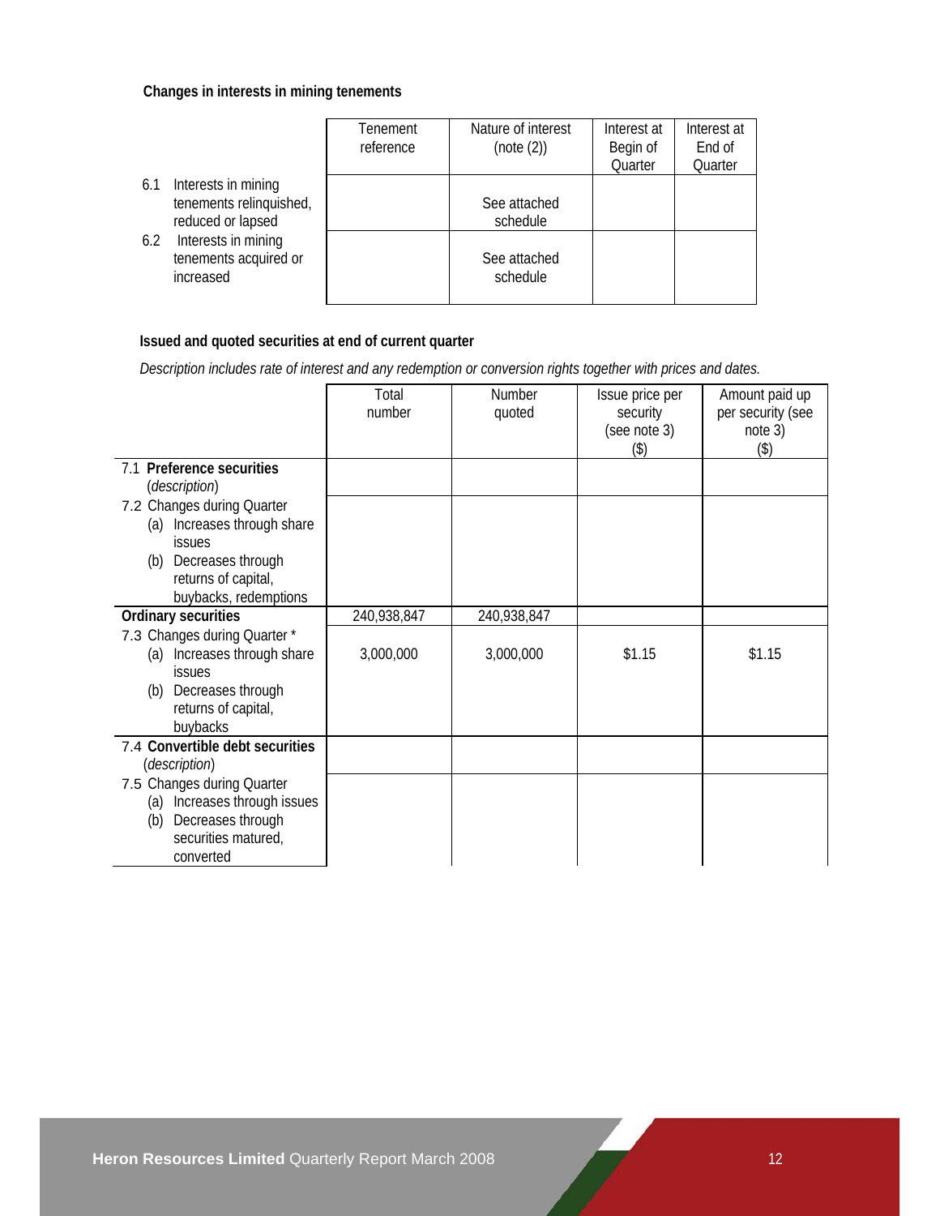**Changes in interests in mining tenements**

| | Tenement reference | Nature of interest (note (2)) | Interest at Begin of Quarter | Interest at End of Quarter |
|---|---|---|---|---|
| 6.1 Interests in mining tenements relinquished, reduced or lapsed | | See attached schedule | | |
| 6.2 Interests in mining tenements acquired or increased | | See attached schedule | | |

**Issued and quoted securities at end of current quarter**

*Description includes rate of interest and any redemption or conversion rights together with prices and dates.*

| | Total number | Number quoted | Issue price per security (see note 3) ($) | Amount paid up per security (see note 3) ($) |
|---|---|---|---|---|
| 7.1 **Preference securities** (*description*) | | | | |
| 7.2 Changes during Quarter (a) Increases through share issues (b) Decreases through returns of capital, buybacks, redemptions | | | | |
| **Ordinary securities** | 240,938,847 | 240,938,847 | | |
| 7.3 Changes during Quarter * (a) Increases through share issues (b) Decreases through returns of capital, buybacks | 3,000,000 | 3,000,000 | $1.15 | $1.15 |
| 7.4 **Convertible debt securities** (*description*) | | | | |
| 7.5 Changes during Quarter (a) Increases through issues (b) Decreases through securities matured, converted | | | | |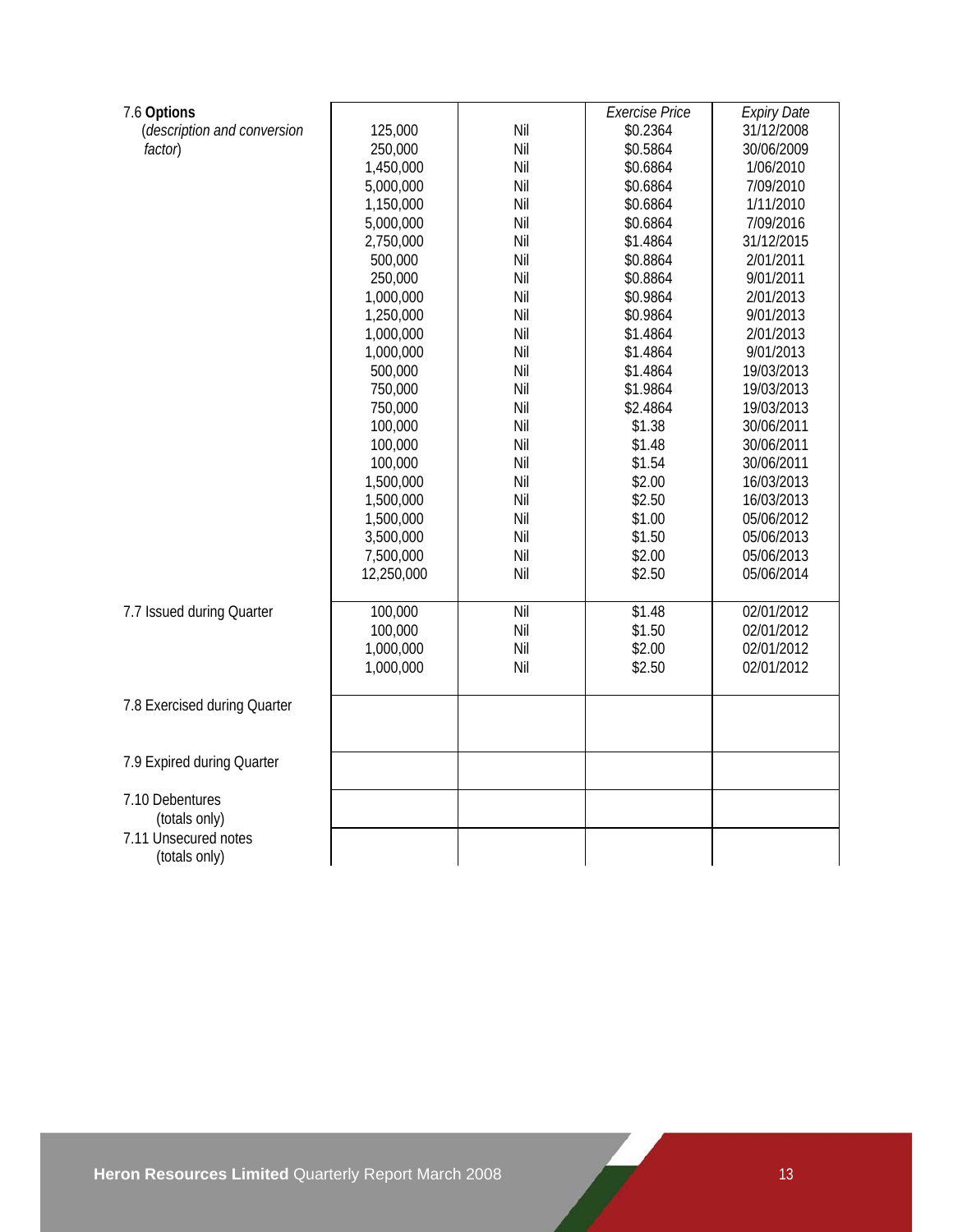| | | | Exercise Price | Expiry Date |
|---|---|---|---|---|
| 7.6 **Options** (*description and conversion factor*) | 125,000 | Nil | $0.2364 | 31/12/2008 |
| | 250,000 | Nil | $0.5864 | 30/06/2009 |
| | 1,450,000 | Nil | $0.6864 | 1/06/2010 |
| | 5,000,000 | Nil | $0.6864 | 7/09/2010 |
| | 1,150,000 | Nil | $0.6864 | 1/11/2010 |
| | 5,000,000 | Nil | $0.6864 | 7/09/2016 |
| | 2,750,000 | Nil | $1.4864 | 31/12/2015 |
| | 500,000 | Nil | $0.8864 | 2/01/2011 |
| | 250,000 | Nil | $0.8864 | 9/01/2011 |
| | 1,000,000 | Nil | $0.9864 | 2/01/2013 |
| | 1,250,000 | Nil | $0.9864 | 9/01/2013 |
| | 1,000,000 | Nil | $1.4864 | 2/01/2013 |
| | 1,000,000 | Nil | $1.4864 | 9/01/2013 |
| | 500,000 | Nil | $1.4864 | 19/03/2013 |
| | 750,000 | Nil | $1.9864 | 19/03/2013 |
| | 750,000 | Nil | $2.4864 | 19/03/2013 |
| | 100,000 | Nil | $1.38 | 30/06/2011 |
| | 100,000 | Nil | $1.48 | 30/06/2011 |
| | 100,000 | Nil | $1.54 | 30/06/2011 |
| | 1,500,000 | Nil | $2.00 | 16/03/2013 |
| | 1,500,000 | Nil | $2.50 | 16/03/2013 |
| | 1,500,000 | Nil | $1.00 | 05/06/2012 |
| | 3,500,000 | Nil | $1.50 | 05/06/2013 |
| | 7,500,000 | Nil | $2.00 | 05/06/2013 |
| | 12,250,000 | Nil | $2.50 | 05/06/2014 |
| 7.7 Issued during Quarter | 100,000 | Nil | $1.48 | 02/01/2012 |
| | 100,000 | Nil | $1.50 | 02/01/2012 |
| | 1,000,000 | Nil | $2.00 | 02/01/2012 |
| | 1,000,000 | Nil | $2.50 | 02/01/2012 |
| 7.8 Exercised during Quarter | | | | |
| 7.9 Expired during Quarter | | | | |
| 7.10 Debentures (totals only) | | | | |
| 7.11 Unsecured notes (totals only) | | | | |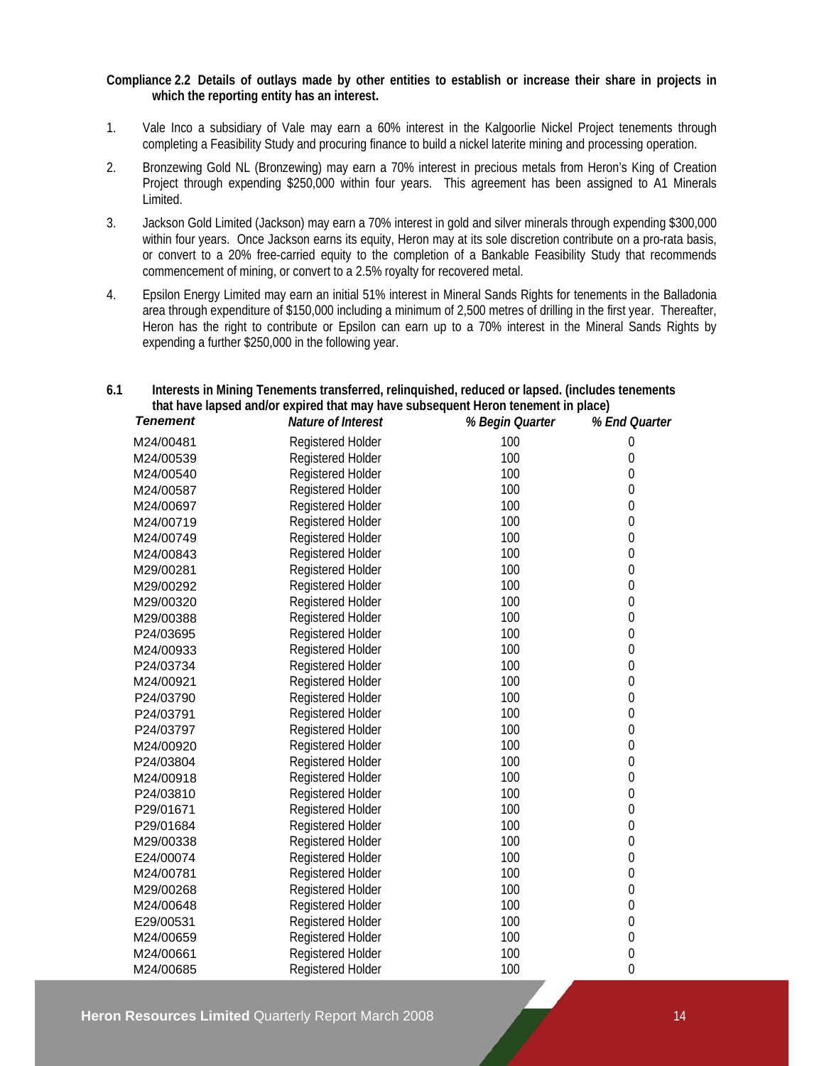**Compliance 2.2 Details of outlays made by other entities to establish or increase their share in projects in which the reporting entity has an interest.**

1. Vale Inco a subsidiary of Vale may earn a 60% interest in the Kalgoorlie Nickel Project tenements through completing a Feasibility Study and procuring finance to build a nickel laterite mining and processing operation.

2. Bronzewing Gold NL (Bronzewing) may earn a 70% interest in precious metals from Heron's King of Creation Project through expending $250,000 within four years. This agreement has been assigned to A1 Minerals Limited.

3. Jackson Gold Limited (Jackson) may earn a 70% interest in gold and silver minerals through expending $300,000 within four years. Once Jackson earns its equity, Heron may at its sole discretion contribute on a pro-rata basis, or convert to a 20% free-carried equity to the completion of a Bankable Feasibility Study that recommends commencement of mining, or convert to a 2.5% royalty for recovered metal.

4. Epsilon Energy Limited may earn an initial 51% interest in Mineral Sands Rights for tenements in the Balladonia area through expenditure of $150,000 including a minimum of 2,500 metres of drilling in the first year. Thereafter, Heron has the right to contribute or Epsilon can earn up to a 70% interest in the Mineral Sands Rights by expending a further $250,000 in the following year.

**6.1 Interests in Mining Tenements transferred, relinquished, reduced or lapsed. (includes tenements that have lapsed and/or expired that may have subsequent Heron tenement in place)**

| *Tenement* | *Nature of Interest* | *% Begin Quarter* | *% End Quarter* |
|---|---|---|---|
| M24/00481 | Registered Holder | 100 | 0 |
| M24/00539 | Registered Holder | 100 | 0 |
| M24/00540 | Registered Holder | 100 | 0 |
| M24/00587 | Registered Holder | 100 | 0 |
| M24/00697 | Registered Holder | 100 | 0 |
| M24/00719 | Registered Holder | 100 | 0 |
| M24/00749 | Registered Holder | 100 | 0 |
| M24/00843 | Registered Holder | 100 | 0 |
| M29/00281 | Registered Holder | 100 | 0 |
| M29/00292 | Registered Holder | 100 | 0 |
| M29/00320 | Registered Holder | 100 | 0 |
| M29/00388 | Registered Holder | 100 | 0 |
| P24/03695 | Registered Holder | 100 | 0 |
| M24/00933 | Registered Holder | 100 | 0 |
| P24/03734 | Registered Holder | 100 | 0 |
| M24/00921 | Registered Holder | 100 | 0 |
| P24/03790 | Registered Holder | 100 | 0 |
| P24/03791 | Registered Holder | 100 | 0 |
| P24/03797 | Registered Holder | 100 | 0 |
| M24/00920 | Registered Holder | 100 | 0 |
| P24/03804 | Registered Holder | 100 | 0 |
| M24/00918 | Registered Holder | 100 | 0 |
| P24/03810 | Registered Holder | 100 | 0 |
| P29/01671 | Registered Holder | 100 | 0 |
| P29/01684 | Registered Holder | 100 | 0 |
| M29/00338 | Registered Holder | 100 | 0 |
| E24/00074 | Registered Holder | 100 | 0 |
| M24/00781 | Registered Holder | 100 | 0 |
| M29/00268 | Registered Holder | 100 | 0 |
| M24/00648 | Registered Holder | 100 | 0 |
| E29/00531 | Registered Holder | 100 | 0 |
| M24/00659 | Registered Holder | 100 | 0 |
| M24/00661 | Registered Holder | 100 | 0 |
| M24/00685 | Registered Holder | 100 | 0 |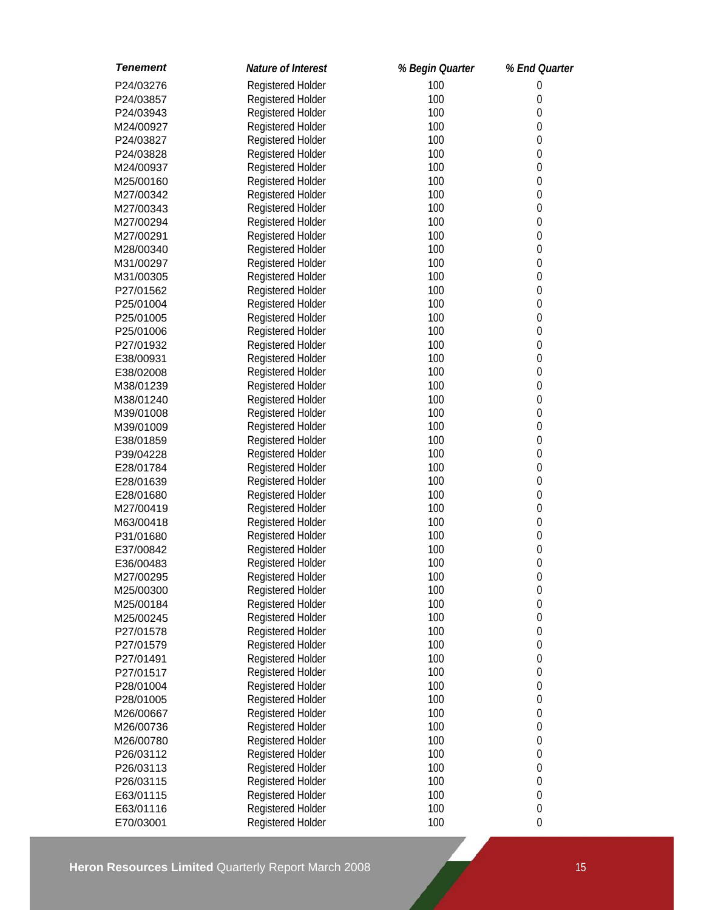| *Tenement* | *Nature of Interest* | *% Begin Quarter* | *% End Quarter* |
|---|---|---|---|
| P24/03276 | Registered Holder | 100 | 0 |
| P24/03857 | Registered Holder | 100 | 0 |
| P24/03943 | Registered Holder | 100 | 0 |
| M24/00927 | Registered Holder | 100 | 0 |
| P24/03827 | Registered Holder | 100 | 0 |
| P24/03828 | Registered Holder | 100 | 0 |
| M24/00937 | Registered Holder | 100 | 0 |
| M25/00160 | Registered Holder | 100 | 0 |
| M27/00342 | Registered Holder | 100 | 0 |
| M27/00343 | Registered Holder | 100 | 0 |
| M27/00294 | Registered Holder | 100 | 0 |
| M27/00291 | Registered Holder | 100 | 0 |
| M28/00340 | Registered Holder | 100 | 0 |
| M31/00297 | Registered Holder | 100 | 0 |
| M31/00305 | Registered Holder | 100 | 0 |
| P27/01562 | Registered Holder | 100 | 0 |
| P25/01004 | Registered Holder | 100 | 0 |
| P25/01005 | Registered Holder | 100 | 0 |
| P25/01006 | Registered Holder | 100 | 0 |
| P27/01932 | Registered Holder | 100 | 0 |
| E38/00931 | Registered Holder | 100 | 0 |
| E38/02008 | Registered Holder | 100 | 0 |
| M38/01239 | Registered Holder | 100 | 0 |
| M38/01240 | Registered Holder | 100 | 0 |
| M39/01008 | Registered Holder | 100 | 0 |
| M39/01009 | Registered Holder | 100 | 0 |
| E38/01859 | Registered Holder | 100 | 0 |
| P39/04228 | Registered Holder | 100 | 0 |
| E28/01784 | Registered Holder | 100 | 0 |
| E28/01639 | Registered Holder | 100 | 0 |
| E28/01680 | Registered Holder | 100 | 0 |
| M27/00419 | Registered Holder | 100 | 0 |
| M63/00418 | Registered Holder | 100 | 0 |
| P31/01680 | Registered Holder | 100 | 0 |
| E37/00842 | Registered Holder | 100 | 0 |
| E36/00483 | Registered Holder | 100 | 0 |
| M27/00295 | Registered Holder | 100 | 0 |
| M25/00300 | Registered Holder | 100 | 0 |
| M25/00184 | Registered Holder | 100 | 0 |
| M25/00245 | Registered Holder | 100 | 0 |
| P27/01578 | Registered Holder | 100 | 0 |
| P27/01579 | Registered Holder | 100 | 0 |
| P27/01491 | Registered Holder | 100 | 0 |
| P27/01517 | Registered Holder | 100 | 0 |
| P28/01004 | Registered Holder | 100 | 0 |
| P28/01005 | Registered Holder | 100 | 0 |
| M26/00667 | Registered Holder | 100 | 0 |
| M26/00736 | Registered Holder | 100 | 0 |
| M26/00780 | Registered Holder | 100 | 0 |
| P26/03112 | Registered Holder | 100 | 0 |
| P26/03113 | Registered Holder | 100 | 0 |
| P26/03115 | Registered Holder | 100 | 0 |
| E63/01115 | Registered Holder | 100 | 0 |
| E63/01116 | Registered Holder | 100 | 0 |
| E70/03001 | Registered Holder | 100 | 0 |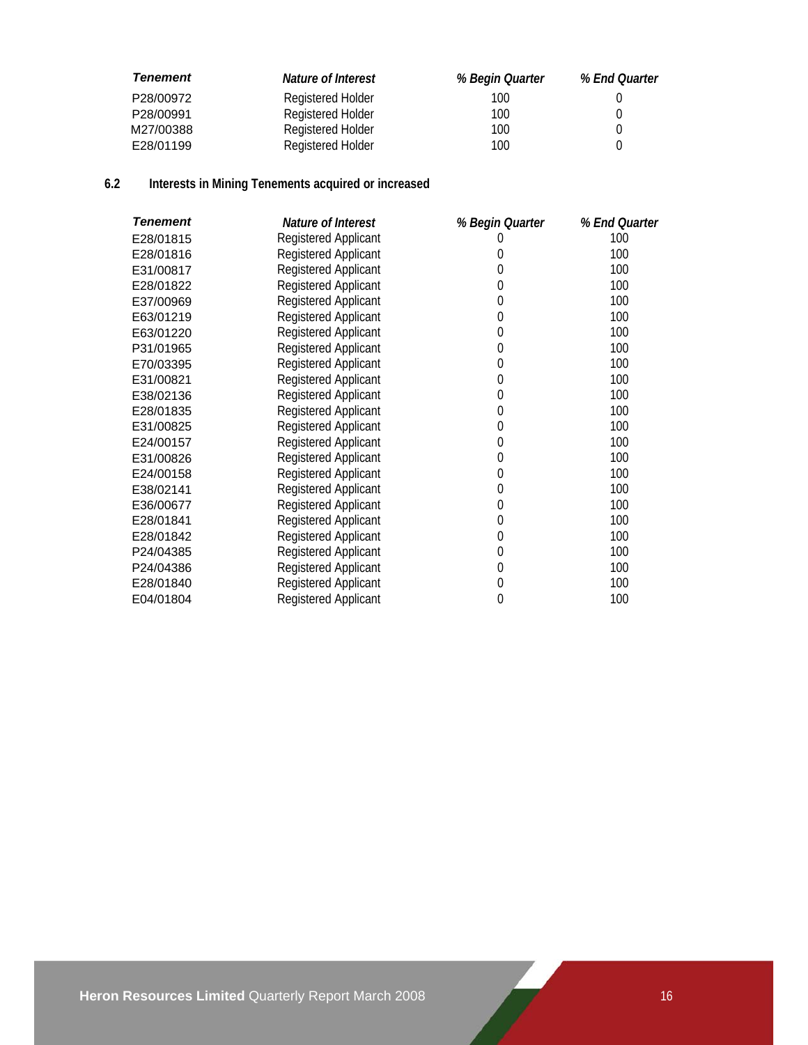| *Tenement* | *Nature of Interest* | *% Begin Quarter* | *% End Quarter* |
|---|---|---|---|
| P28/00972 | Registered Holder | 100 | 0 |
| P28/00991 | Registered Holder | 100 | 0 |
| M27/00388 | Registered Holder | 100 | 0 |
| E28/01199 | Registered Holder | 100 | 0 |

### 6.2 Interests in Mining Tenements acquired or increased

| *Tenement* | *Nature of Interest* | *% Begin Quarter* | *% End Quarter* |
|---|---|---|---|
| E28/01815 | Registered Applicant | 0 | 100 |
| E28/01816 | Registered Applicant | 0 | 100 |
| E31/00817 | Registered Applicant | 0 | 100 |
| E28/01822 | Registered Applicant | 0 | 100 |
| E37/00969 | Registered Applicant | 0 | 100 |
| E63/01219 | Registered Applicant | 0 | 100 |
| E63/01220 | Registered Applicant | 0 | 100 |
| P31/01965 | Registered Applicant | 0 | 100 |
| E70/03395 | Registered Applicant | 0 | 100 |
| E31/00821 | Registered Applicant | 0 | 100 |
| E38/02136 | Registered Applicant | 0 | 100 |
| E28/01835 | Registered Applicant | 0 | 100 |
| E31/00825 | Registered Applicant | 0 | 100 |
| E24/00157 | Registered Applicant | 0 | 100 |
| E31/00826 | Registered Applicant | 0 | 100 |
| E24/00158 | Registered Applicant | 0 | 100 |
| E38/02141 | Registered Applicant | 0 | 100 |
| E36/00677 | Registered Applicant | 0 | 100 |
| E28/01841 | Registered Applicant | 0 | 100 |
| E28/01842 | Registered Applicant | 0 | 100 |
| P24/04385 | Registered Applicant | 0 | 100 |
| P24/04386 | Registered Applicant | 0 | 100 |
| E28/01840 | Registered Applicant | 0 | 100 |
| E04/01804 | Registered Applicant | 0 | 100 |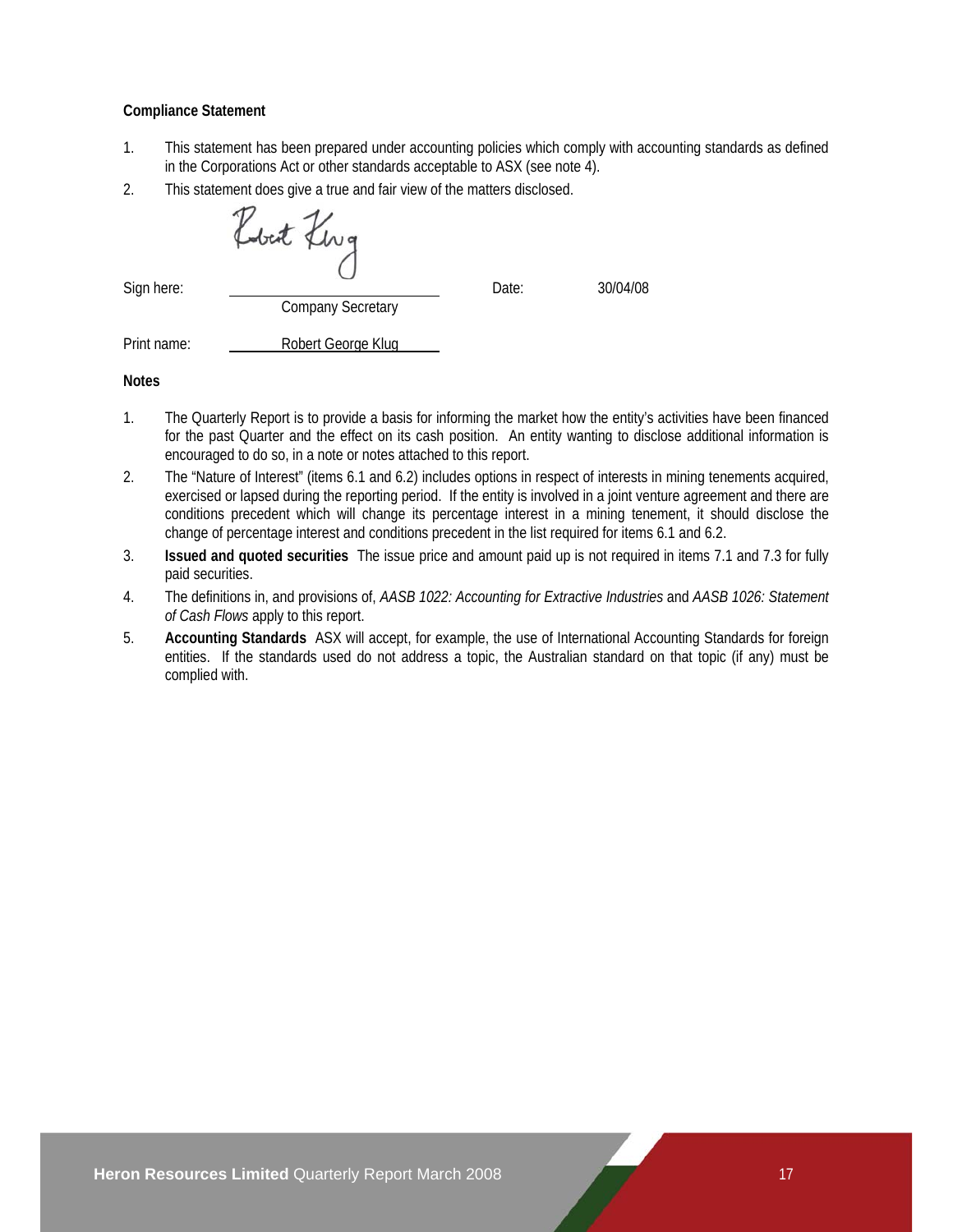**Compliance Statement**

1. This statement has been prepared under accounting policies which comply with accounting standards as defined in the Corporations Act or other standards acceptable to ASX (see note 4).
2. This statement does give a true and fair view of the matters disclosed.

Sign here: ______________________ Date: 30/04/08
Company Secretary

Print name: Robert George Klug

**Notes**

1. The Quarterly Report is to provide a basis for informing the market how the entity's activities have been financed for the past Quarter and the effect on its cash position. An entity wanting to disclose additional information is encouraged to do so, in a note or notes attached to this report.
2. The "Nature of Interest" (items 6.1 and 6.2) includes options in respect of interests in mining tenements acquired, exercised or lapsed during the reporting period. If the entity is involved in a joint venture agreement and there are conditions precedent which will change its percentage interest in a mining tenement, it should disclose the change of percentage interest and conditions precedent in the list required for items 6.1 and 6.2.
3. **Issued and quoted securities** The issue price and amount paid up is not required in items 7.1 and 7.3 for fully paid securities.
4. The definitions in, and provisions of, *AASB 1022: Accounting for Extractive Industries* and *AASB 1026: Statement of Cash Flows* apply to this report.
5. **Accounting Standards** ASX will accept, for example, the use of International Accounting Standards for foreign entities. If the standards used do not address a topic, the Australian standard on that topic (if any) must be complied with.